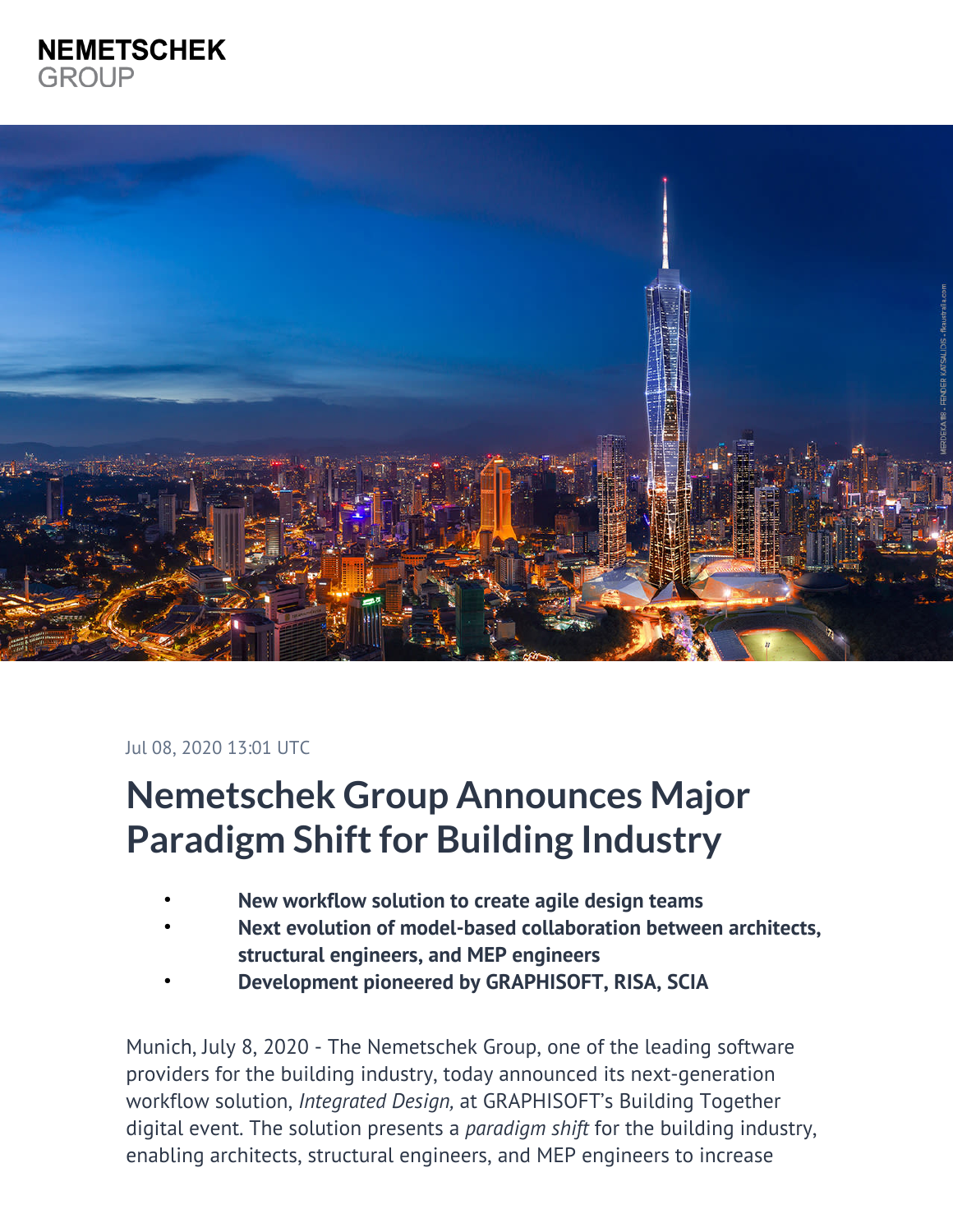NEMETSCHEK
GROUP

Jul 08, 2020 13:01 UTC

# Nemetschek Group Announces Major Paradigm Shift for Building Industry

- **New workflow solution to create agile design teams**
- **Next evolution of model-based collaboration between architects, structural engineers, and MEP engineers**
- **Development pioneered by GRAPHISOFT, RISA, SCIA**

Munich, July 8, 2020 - The Nemetschek Group, one of the leading software providers for the building industry, today announced its next-generation workflow solution, *Integrated Design,* at GRAPHISOFT's Building Together digital event. The solution presents a *paradigm shift* for the building industry, enabling architects, structural engineers, and MEP engineers to increase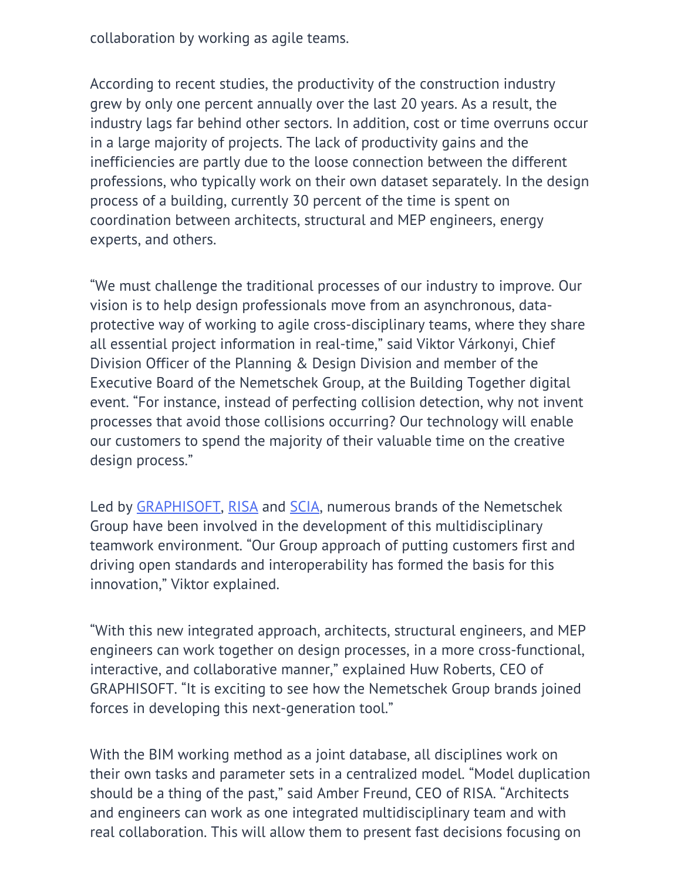collaboration by working as agile teams.

According to recent studies, the productivity of the construction industry grew by only one percent annually over the last 20 years. As a result, the industry lags far behind other sectors. In addition, cost or time overruns occur in a large majority of projects. The lack of productivity gains and the inefficiencies are partly due to the loose connection between the different professions, who typically work on their own dataset separately. In the design process of a building, currently 30 percent of the time is spent on coordination between architects, structural and MEP engineers, energy experts, and others.

"We must challenge the traditional processes of our industry to improve. Our vision is to help design professionals move from an asynchronous, data-protective way of working to agile cross-disciplinary teams, where they share all essential project information in real-time," said Viktor Várkonyi, Chief Division Officer of the Planning & Design Division and member of the Executive Board of the Nemetschek Group, at the Building Together digital event. "For instance, instead of perfecting collision detection, why not invent processes that avoid those collisions occurring? Our technology will enable our customers to spend the majority of their valuable time on the creative design process."

Led by GRAPHISOFT, RISA and SCIA, numerous brands of the Nemetschek Group have been involved in the development of this multidisciplinary teamwork environment. "Our Group approach of putting customers first and driving open standards and interoperability has formed the basis for this innovation," Viktor explained.

"With this new integrated approach, architects, structural engineers, and MEP engineers can work together on design processes, in a more cross-functional, interactive, and collaborative manner," explained Huw Roberts, CEO of GRAPHISOFT. "It is exciting to see how the Nemetschek Group brands joined forces in developing this next-generation tool."

With the BIM working method as a joint database, all disciplines work on their own tasks and parameter sets in a centralized model. "Model duplication should be a thing of the past," said Amber Freund, CEO of RISA. "Architects and engineers can work as one integrated multidisciplinary team and with real collaboration. This will allow them to present fast decisions focusing on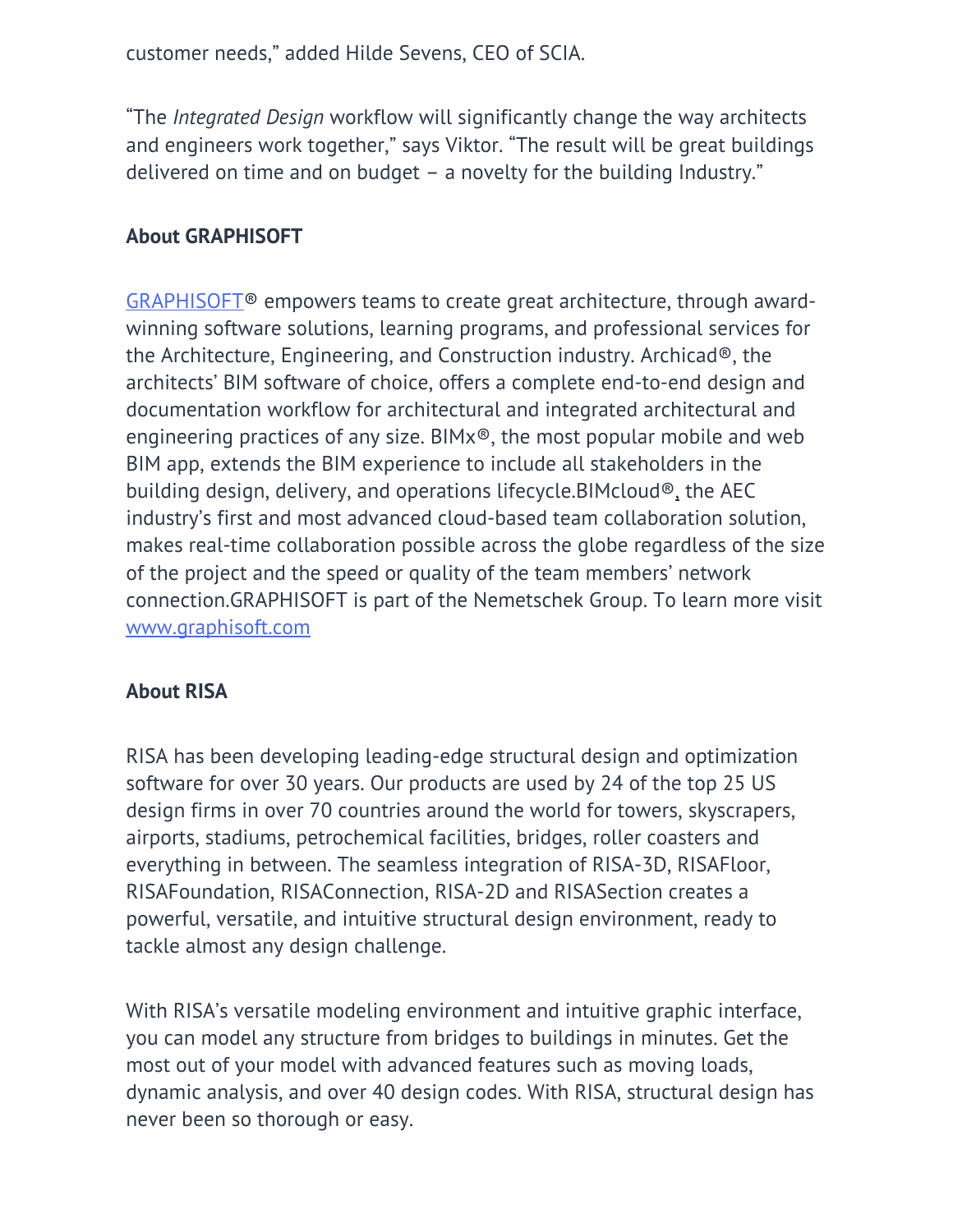customer needs," added Hilde Sevens, CEO of SCIA.

"The *Integrated Design* workflow will significantly change the way architects and engineers work together," says Viktor. "The result will be great buildings delivered on time and on budget – a novelty for the building Industry."

**About GRAPHISOFT**

GRAPHISOFT® empowers teams to create great architecture, through award-winning software solutions, learning programs, and professional services for the Architecture, Engineering, and Construction industry. Archicad®, the architects' BIM software of choice, offers a complete end-to-end design and documentation workflow for architectural and integrated architectural and engineering practices of any size. BIMx®, the most popular mobile and web BIM app, extends the BIM experience to include all stakeholders in the building design, delivery, and operations lifecycle.BIMcloud®, the AEC industry's first and most advanced cloud-based team collaboration solution, makes real-time collaboration possible across the globe regardless of the size of the project and the speed or quality of the team members' network connection.GRAPHISOFT is part of the Nemetschek Group. To learn more visit www.graphisoft.com

**About RISA**

RISA has been developing leading-edge structural design and optimization software for over 30 years. Our products are used by 24 of the top 25 US design firms in over 70 countries around the world for towers, skyscrapers, airports, stadiums, petrochemical facilities, bridges, roller coasters and everything in between. The seamless integration of RISA-3D, RISAFloor, RISAFoundation, RISAConnection, RISA-2D and RISASection creates a powerful, versatile, and intuitive structural design environment, ready to tackle almost any design challenge.

With RISA's versatile modeling environment and intuitive graphic interface, you can model any structure from bridges to buildings in minutes. Get the most out of your model with advanced features such as moving loads, dynamic analysis, and over 40 design codes. With RISA, structural design has never been so thorough or easy.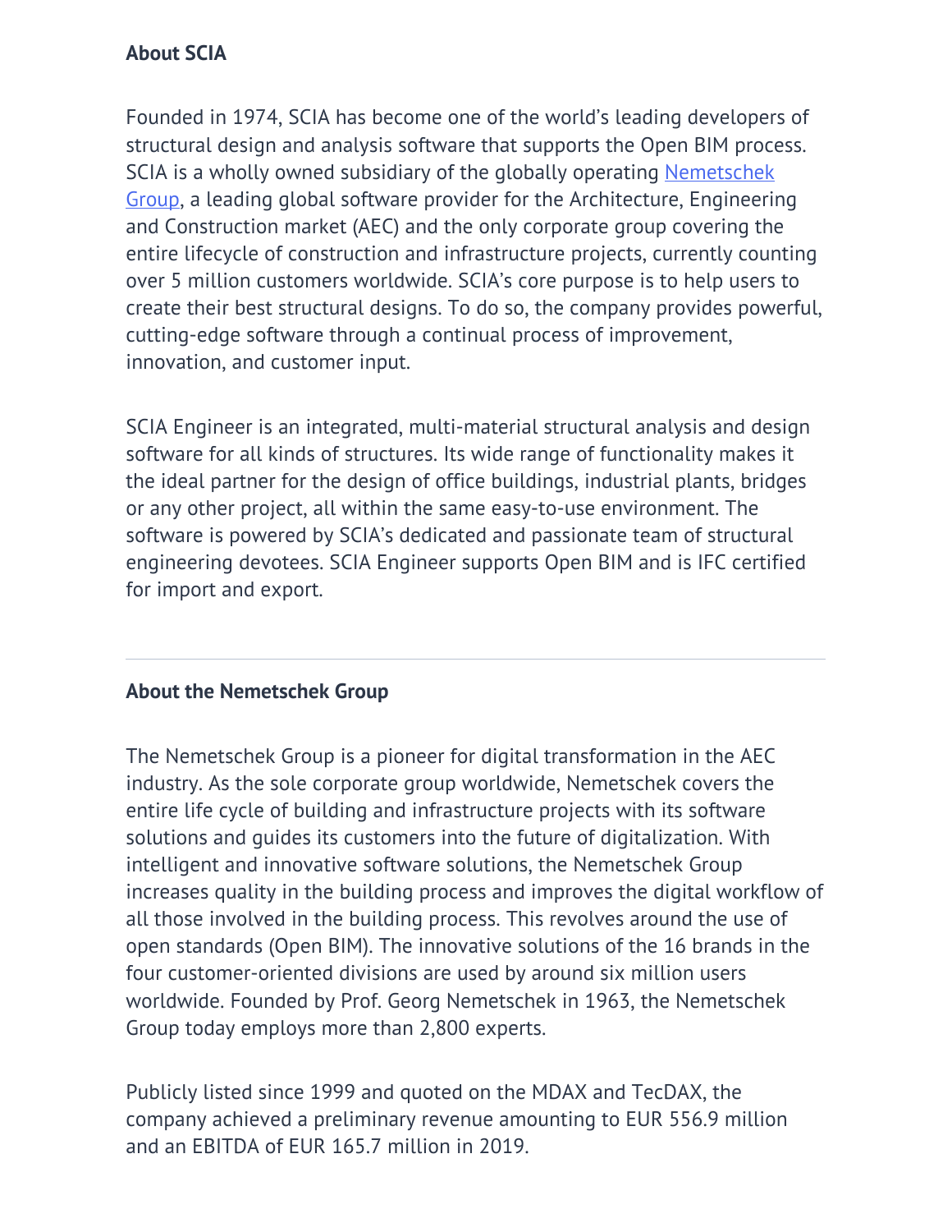**About SCIA**

Founded in 1974, SCIA has become one of the world's leading developers of structural design and analysis software that supports the Open BIM process. SCIA is a wholly owned subsidiary of the globally operating [Nemetschek Group](), a leading global software provider for the Architecture, Engineering and Construction market (AEC) and the only corporate group covering the entire lifecycle of construction and infrastructure projects, currently counting over 5 million customers worldwide. SCIA's core purpose is to help users to create their best structural designs. To do so, the company provides powerful, cutting-edge software through a continual process of improvement, innovation, and customer input.

SCIA Engineer is an integrated, multi-material structural analysis and design software for all kinds of structures. Its wide range of functionality makes it the ideal partner for the design of office buildings, industrial plants, bridges or any other project, all within the same easy-to-use environment. The software is powered by SCIA's dedicated and passionate team of structural engineering devotees. SCIA Engineer supports Open BIM and is IFC certified for import and export.

---

**About the Nemetschek Group**

The Nemetschek Group is a pioneer for digital transformation in the AEC industry. As the sole corporate group worldwide, Nemetschek covers the entire life cycle of building and infrastructure projects with its software solutions and guides its customers into the future of digitalization. With intelligent and innovative software solutions, the Nemetschek Group increases quality in the building process and improves the digital workflow of all those involved in the building process. This revolves around the use of open standards (Open BIM). The innovative solutions of the 16 brands in the four customer-oriented divisions are used by around six million users worldwide. Founded by Prof. Georg Nemetschek in 1963, the Nemetschek Group today employs more than 2,800 experts.

Publicly listed since 1999 and quoted on the MDAX and TecDAX, the company achieved a preliminary revenue amounting to EUR 556.9 million and an EBITDA of EUR 165.7 million in 2019.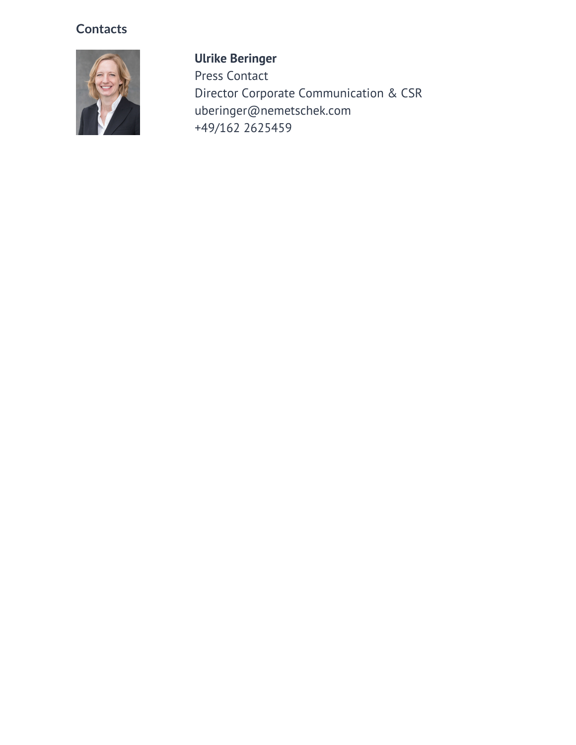## Contacts

**Ulrike Beringer**
Press Contact
Director Corporate Communication & CSR
uberinger@nemetschek.com
+49/162 2625459